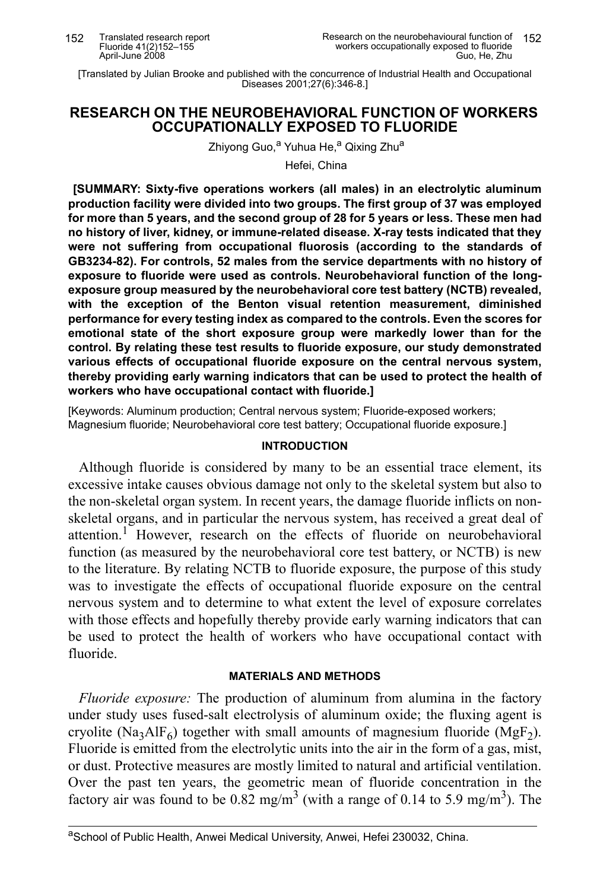[Translated by Julian Brooke and published with the concurrence of Industrial Health and Occupational Diseases 2001;27(6):346-8.]

# RESEARCH ON THE NEUROBEHAVIORAL FUNCTION OF WORKERS OCCUPATIONALLY EXPOSED TO FLUORIDE

Zhiyong Guo,[a] Yuhua He,[a] Qixing Zhu[a]

Hefei, China

**[SUMMARY: Sixty-five operations workers (all males) in an electrolytic aluminum production facility were divided into two groups. The first group of 37 was employed for more than 5 years, and the second group of 28 for 5 years or less. These men had no history of liver, kidney, or immune-related disease. X-ray tests indicated that they were not suffering from occupational fluorosis (according to the standards of GB3234-82). For controls, 52 males from the service departments with no history of exposure to fluoride were used as controls. Neurobehavioral function of the long-exposure group measured by the neurobehavioral core test battery (NCTB) revealed, with the exception of the Benton visual retention measurement, diminished performance for every testing index as compared to the controls. Even the scores for emotional state of the short exposure group were markedly lower than for the control. By relating these test results to fluoride exposure, our study demonstrated various effects of occupational fluoride exposure on the central nervous system, thereby providing early warning indicators that can be used to protect the health of workers who have occupational contact with fluoride.]**

[Keywords: Aluminum production; Central nervous system; Fluoride-exposed workers; Magnesium fluoride; Neurobehavioral core test battery; Occupational fluoride exposure.]

## INTRODUCTION

Although fluoride is considered by many to be an essential trace element, its excessive intake causes obvious damage not only to the skeletal system but also to the non-skeletal organ system. In recent years, the damage fluoride inflicts on non-skeletal organs, and in particular the nervous system, has received a great deal of attention.[1] However, research on the effects of fluoride on neurobehavioral function (as measured by the neurobehavioral core test battery, or NCTB) is new to the literature. By relating NCTB to fluoride exposure, the purpose of this study was to investigate the effects of occupational fluoride exposure on the central nervous system and to determine to what extent the level of exposure correlates with those effects and hopefully thereby provide early warning indicators that can be used to protect the health of workers who have occupational contact with fluoride.

## MATERIALS AND METHODS

*Fluoride exposure:* The production of aluminum from alumina in the factory under study uses fused-salt electrolysis of aluminum oxide; the fluxing agent is cryolite ($Na_3AlF_6$) together with small amounts of magnesium fluoride ($MgF_2$). Fluoride is emitted from the electrolytic units into the air in the form of a gas, mist, or dust. Protective measures are mostly limited to natural and artificial ventilation. Over the past ten years, the geometric mean of fluoride concentration in the factory air was found to be 0.82 mg/m$^3$ (with a range of 0.14 to 5.9 mg/m$^3$). The

[a]School of Public Health, Anwei Medical University, Anwei, Hefei 230032, China.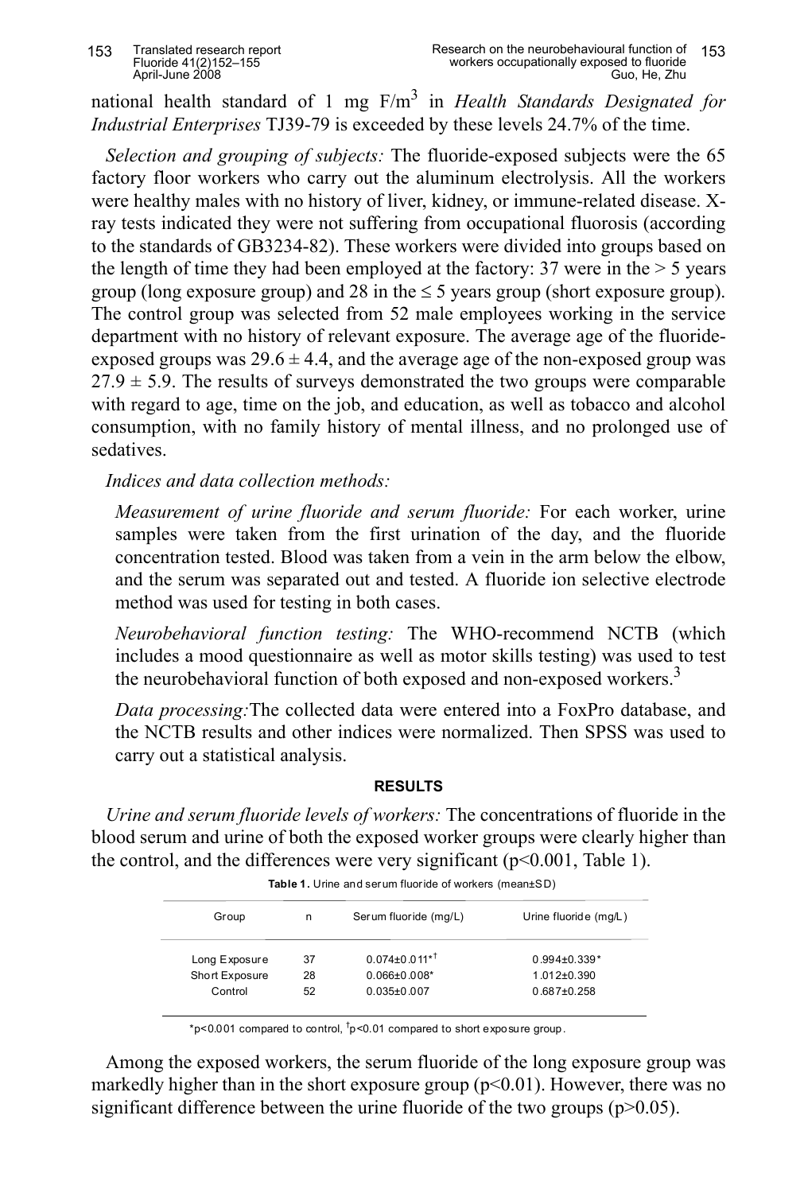national health standard of 1 mg F/m$^3$ in *Health Standards Designated for Industrial Enterprises* TJ39-79 is exceeded by these levels 24.7% of the time.

*Selection and grouping of subjects:* The fluoride-exposed subjects were the 65 factory floor workers who carry out the aluminum electrolysis. All the workers were healthy males with no history of liver, kidney, or immune-related disease. X-ray tests indicated they were not suffering from occupational fluorosis (according to the standards of GB3234-82). These workers were divided into groups based on the length of time they had been employed at the factory: 37 were in the > 5 years group (long exposure group) and 28 in the ≤ 5 years group (short exposure group). The control group was selected from 52 male employees working in the service department with no history of relevant exposure. The average age of the fluoride-exposed groups was 29.6 ± 4.4, and the average age of the non-exposed group was 27.9 ± 5.9. The results of surveys demonstrated the two groups were comparable with regard to age, time on the job, and education, as well as tobacco and alcohol consumption, with no family history of mental illness, and no prolonged use of sedatives.

*Indices and data collection methods:*

*Measurement of urine fluoride and serum fluoride:* For each worker, urine samples were taken from the first urination of the day, and the fluoride concentration tested. Blood was taken from a vein in the arm below the elbow, and the serum was separated out and tested. A fluoride ion selective electrode method was used for testing in both cases.

*Neurobehavioral function testing:* The WHO-recommend NCTB (which includes a mood questionnaire as well as motor skills testing) was used to test the neurobehavioral function of both exposed and non-exposed workers.[3]

*Data processing:* The collected data were entered into a FoxPro database, and the NCTB results and other indices were normalized. Then SPSS was used to carry out a statistical analysis.

## RESULTS

*Urine and serum fluoride levels of workers:* The concentrations of fluoride in the blood serum and urine of both the exposed worker groups were clearly higher than the control, and the differences were very significant ($p<0.001$, Table 1).

**Table 1.** Urine and serum fluoride of workers (mean±SD)

| Group | n | Serum fluoride (mg/L) | Urine fluoride (mg/L) |
|---|---|---|---|
| Long Exposure | 37 | 0.074±0.011*† | 0.994±0.339* |
| Short Exposure | 28 | 0.066±0.008* | 1.012±0.390 |
| Control | 52 | 0.035±0.007 | 0.687±0.258 |

*p<0.001 compared to control, †p<0.01 compared to short exposure group.

Among the exposed workers, the serum fluoride of the long exposure group was markedly higher than in the short exposure group ($p<0.01$). However, there was no significant difference between the urine fluoride of the two groups ($p>0.05$).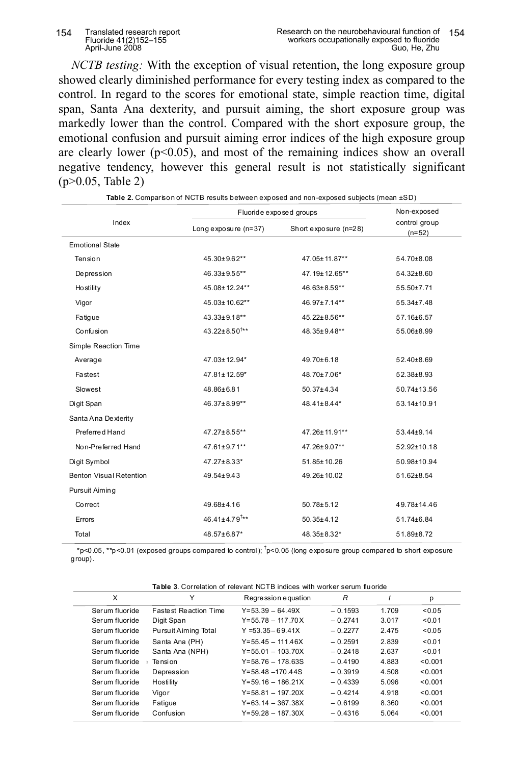*NCTB testing:* With the exception of visual retention, the long exposure group showed clearly diminished performance for every testing index as compared to the control. In regard to the scores for emotional state, simple reaction time, digital span, Santa Ana dexterity, and pursuit aiming, the short exposure group was markedly lower than the control. Compared with the short exposure group, the emotional confusion and pursuit aiming error indices of the high exposure group are clearly lower ($p<0.05$), and most of the remaining indices show an overall negative tendency, however this general result is not statistically significant ($p>0.05$, Table 2)

**Table 2.** Comparison of NCTB results between exposed and non-exposed subjects (mean ±SD)

| Index | Fluoride exposed groups | | Non-exposed control group (n=52) |
|---|---|---|---|
| | Long exposure (n=37) | Short exposure (n=28) | |
| Emotional State | | | |
| Tension | 45.30±9.62** | 47.05±11.87** | 54.70±8.08 |
| Depression | 46.33±9.55** | 47.19±12.65** | 54.32±8.60 |
| Hostility | 45.08±12.24** | 46.63±8.59** | 55.50±7.71 |
| Vigor | 45.03±10.62** | 46.97±7.14** | 55.34±7.48 |
| Fatigue | 43.33±9.18** | 45.22±8.56** | 57.16±6.57 |
| Confusion | 43.22±8.50†** | 48.35±9.48** | 55.06±8.99 |
| Simple Reaction Time | | | |
| Average | 47.03±12.94* | 49.70±6.18 | 52.40±8.69 |
| Fastest | 47.81±12.59* | 48.70±7.06* | 52.38±8.93 |
| Slowest | 48.86±6.81 | 50.37±4.34 | 50.74±13.56 |
| Digit Span | 46.37±8.99** | 48.41±8.44* | 53.14±10.91 |
| Santa Ana Dexterity | | | |
| Preferred Hand | 47.27±8.55** | 47.26±11.91** | 53.44±9.14 |
| Non-Preferred Hand | 47.61±9.71** | 47.26±9.07** | 52.92±10.18 |
| Digit Symbol | 47.27±8.33* | 51.85±10.26 | 50.98±10.94 |
| Benton Visual Retention | 49.54±9.43 | 49.26±10.02 | 51.62±8.54 |
| Pursuit Aiming | | | |
| Correct | 49.68±4.16 | 50.78±5.12 | 49.78±14.46 |
| Errors | 46.41±4.79†** | 50.35±4.12 | 51.74±6.84 |
| Total | 48.57±6.87* | 48.35±8.32* | 51.89±8.72 |

*$p<0.05$, **$p<0.01$ (exposed groups compared to control); †$p<0.05$ (long exposure group compared to short exposure group).

**Table 3.** Correlation of relevant NCTB indices with worker serum fluoride

| X | Y | Regression equation | R | t | p |
|---|---|---|---|---|---|
| Serum fluoride | Fastest Reaction Time | Y=53.39 – 64.49X | – 0.1593 | 1.709 | <0.05 |
| Serum fluoride | Digit Span | Y=55.78 – 117.70X | – 0.2741 | 3.017 | <0.01 |
| Serum fluoride | Pursuit Aiming Total | Y =53.35 – 69.41X | – 0.2277 | 2.475 | <0.05 |
| Serum fluoride | Santa Ana (PH) | Y=55.45 – 111.46X | – 0.2591 | 2.839 | <0.01 |
| Serum fluoride | Santa Ana (NPH) | Y=55.01 – 103.70X | – 0.2418 | 2.637 | <0.01 |
| Serum fluoride | Tension | Y=58.76 – 178.63S | – 0.4190 | 4.883 | <0.001 |
| Serum fluoride | Depression | Y=58.48 –170.44S | – 0.3919 | 4.508 | <0.001 |
| Serum fluoride | Hostility | Y=59.16 – 186.21X | – 0.4339 | 5.096 | <0.001 |
| Serum fluoride | Vigor | Y=58.81 – 197.20X | – 0.4214 | 4.918 | <0.001 |
| Serum fluoride | Fatigue | Y=63.14 – 367.38X | – 0.6199 | 8.360 | <0.001 |
| Serum fluoride | Confusion | Y=59.28 – 187.30X | – 0.4316 | 5.064 | <0.001 |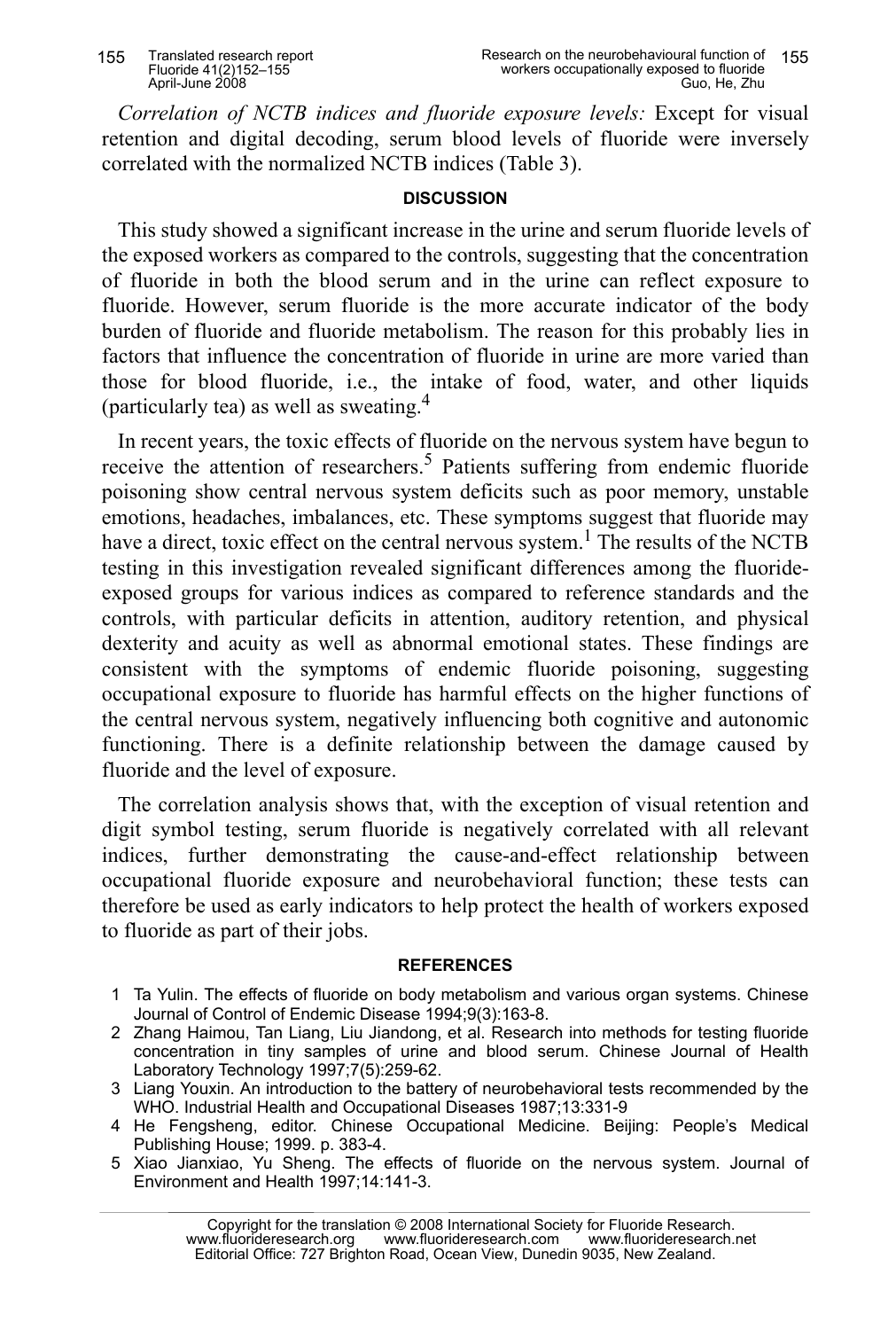*Correlation of NCTB indices and fluoride exposure levels:* Except for visual retention and digital decoding, serum blood levels of fluoride were inversely correlated with the normalized NCTB indices (Table 3).

## DISCUSSION

This study showed a significant increase in the urine and serum fluoride levels of the exposed workers as compared to the controls, suggesting that the concentration of fluoride in both the blood serum and in the urine can reflect exposure to fluoride. However, serum fluoride is the more accurate indicator of the body burden of fluoride and fluoride metabolism. The reason for this probably lies in factors that influence the concentration of fluoride in urine are more varied than those for blood fluoride, i.e., the intake of food, water, and other liquids (particularly tea) as well as sweating.[4]

In recent years, the toxic effects of fluoride on the nervous system have begun to receive the attention of researchers.[5] Patients suffering from endemic fluoride poisoning show central nervous system deficits such as poor memory, unstable emotions, headaches, imbalances, etc. These symptoms suggest that fluoride may have a direct, toxic effect on the central nervous system.[1] The results of the NCTB testing in this investigation revealed significant differences among the fluoride-exposed groups for various indices as compared to reference standards and the controls, with particular deficits in attention, auditory retention, and physical dexterity and acuity as well as abnormal emotional states. These findings are consistent with the symptoms of endemic fluoride poisoning, suggesting occupational exposure to fluoride has harmful effects on the higher functions of the central nervous system, negatively influencing both cognitive and autonomic functioning. There is a definite relationship between the damage caused by fluoride and the level of exposure.

The correlation analysis shows that, with the exception of visual retention and digit symbol testing, serum fluoride is negatively correlated with all relevant indices, further demonstrating the cause-and-effect relationship between occupational fluoride exposure and neurobehavioral function; these tests can therefore be used as early indicators to help protect the health of workers exposed to fluoride as part of their jobs.

## REFERENCES

1. Ta Yulin. The effects of fluoride on body metabolism and various organ systems. Chinese Journal of Control of Endemic Disease 1994;9(3):163-8.
2. Zhang Haimou, Tan Liang, Liu Jiandong, et al. Research into methods for testing fluoride concentration in tiny samples of urine and blood serum. Chinese Journal of Health Laboratory Technology 1997;7(5):259-62.
3. Liang Youxin. An introduction to the battery of neurobehavioral tests recommended by the WHO. Industrial Health and Occupational Diseases 1987;13:331-9
4. He Fengsheng, editor. Chinese Occupational Medicine. Beijing: People's Medical Publishing House; 1999. p. 383-4.
5. Xiao Jianxiao, Yu Sheng. The effects of fluoride on the nervous system. Journal of Environment and Health 1997;14:141-3.

Copyright for the translation © 2008 International Society for Fluoride Research.
www.fluorideresearch.org www.fluorideresearch.com www.fluorideresearch.net
Editorial Office: 727 Brighton Road, Ocean View, Dunedin 9035, New Zealand.